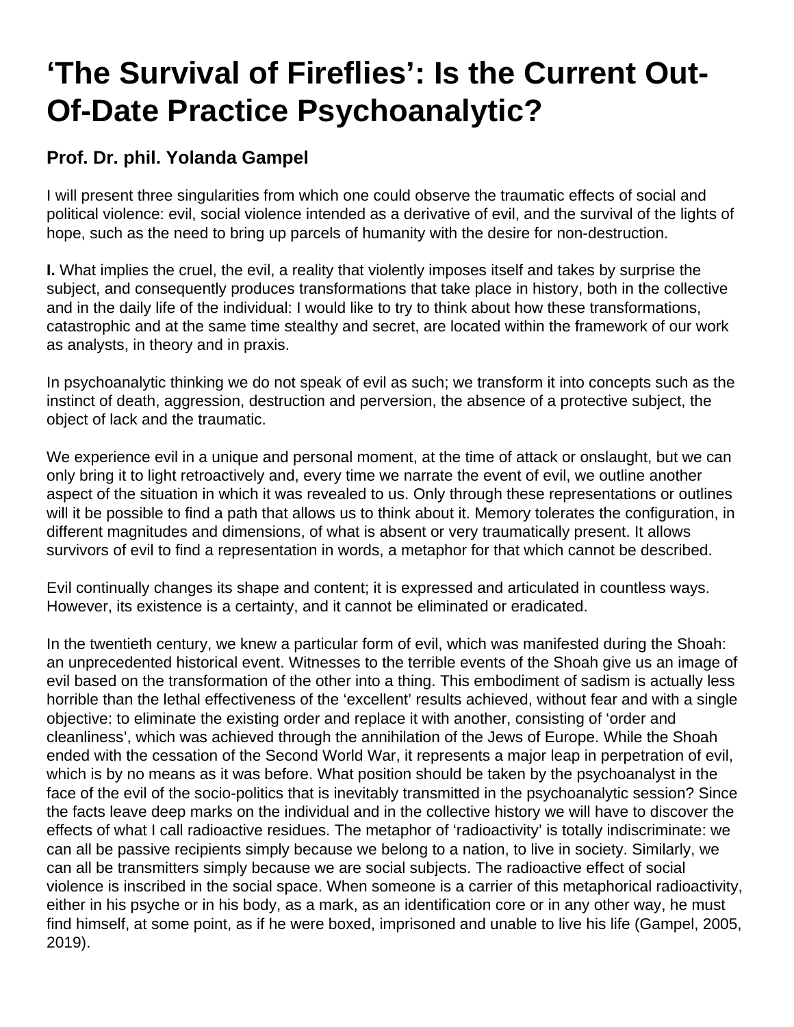# 'The Survival of Fireflies': Is the Current Out-Of-Date Practice Psychoanalytic?

### Prof. Dr. phil. Yolanda Gampel

I will present three singularities from which one could observe the traumatic effects of social and political violence: evil, social violence intended as a derivative of evil, and the survival of the lights of hope, such as the need to bring up parcels of humanity with the desire for non-destruction.

**I.** What implies the cruel, the evil, a reality that violently imposes itself and takes by surprise the subject, and consequently produces transformations that take place in history, both in the collective and in the daily life of the individual: I would like to try to think about how these transformations, catastrophic and at the same time stealthy and secret, are located within the framework of our work as analysts, in theory and in praxis.

In psychoanalytic thinking we do not speak of evil as such; we transform it into concepts such as the instinct of death, aggression, destruction and perversion, the absence of a protective subject, the object of lack and the traumatic.

We experience evil in a unique and personal moment, at the time of attack or onslaught, but we can only bring it to light retroactively and, every time we narrate the event of evil, we outline another aspect of the situation in which it was revealed to us. Only through these representations or outlines will it be possible to find a path that allows us to think about it. Memory tolerates the configuration, in different magnitudes and dimensions, of what is absent or very traumatically present. It allows survivors of evil to find a representation in words, a metaphor for that which cannot be described.

Evil continually changes its shape and content; it is expressed and articulated in countless ways. However, its existence is a certainty, and it cannot be eliminated or eradicated.

In the twentieth century, we knew a particular form of evil, which was manifested during the Shoah: an unprecedented historical event. Witnesses to the terrible events of the Shoah give us an image of evil based on the transformation of the other into a thing. This embodiment of sadism is actually less horrible than the lethal effectiveness of the 'excellent' results achieved, without fear and with a single objective: to eliminate the existing order and replace it with another, consisting of 'order and cleanliness', which was achieved through the annihilation of the Jews of Europe. While the Shoah ended with the cessation of the Second World War, it represents a major leap in perpetration of evil, which is by no means as it was before. What position should be taken by the psychoanalyst in the face of the evil of the socio-politics that is inevitably transmitted in the psychoanalytic session? Since the facts leave deep marks on the individual and in the collective history we will have to discover the effects of what I call radioactive residues. The metaphor of 'radioactivity' is totally indiscriminate: we can all be passive recipients simply because we belong to a nation, to live in society. Similarly, we can all be transmitters simply because we are social subjects. The radioactive effect of social violence is inscribed in the social space. When someone is a carrier of this metaphorical radioactivity, either in his psyche or in his body, as a mark, as an identification core or in any other way, he must find himself, at some point, as if he were boxed, imprisoned and unable to live his life (Gampel, 2005, 2019).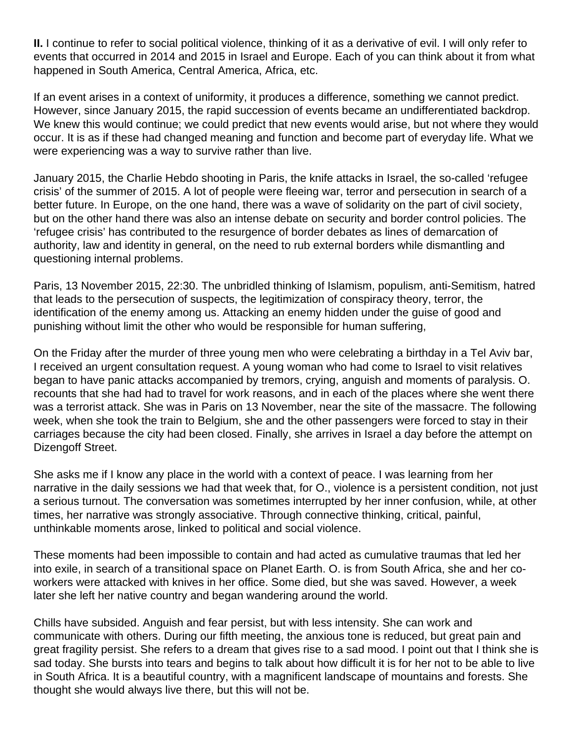**II.** I continue to refer to social political violence, thinking of it as a derivative of evil. I will only refer to events that occurred in 2014 and 2015 in Israel and Europe. Each of you can think about it from what happened in South America, Central America, Africa, etc.

If an event arises in a context of uniformity, it produces a difference, something we cannot predict. However, since January 2015, the rapid succession of events became an undifferentiated backdrop. We knew this would continue; we could predict that new events would arise, but not where they would occur. It is as if these had changed meaning and function and become part of everyday life. What we were experiencing was a way to survive rather than live.

January 2015, the Charlie Hebdo shooting in Paris, the knife attacks in Israel, the so-called 'refugee crisis' of the summer of 2015. A lot of people were fleeing war, terror and persecution in search of a better future. In Europe, on the one hand, there was a wave of solidarity on the part of civil society, but on the other hand there was also an intense debate on security and border control policies. The 'refugee crisis' has contributed to the resurgence of border debates as lines of demarcation of authority, law and identity in general, on the need to rub external borders while dismantling and questioning internal problems.

Paris, 13 November 2015, 22:30. The unbridled thinking of Islamism, populism, anti-Semitism, hatred that leads to the persecution of suspects, the legitimization of conspiracy theory, terror, the identification of the enemy among us. Attacking an enemy hidden under the guise of good and punishing without limit the other who would be responsible for human suffering,

On the Friday after the murder of three young men who were celebrating a birthday in a Tel Aviv bar, I received an urgent consultation request. A young woman who had come to Israel to visit relatives began to have panic attacks accompanied by tremors, crying, anguish and moments of paralysis. O. recounts that she had had to travel for work reasons, and in each of the places where she went there was a terrorist attack. She was in Paris on 13 November, near the site of the massacre. The following week, when she took the train to Belgium, she and the other passengers were forced to stay in their carriages because the city had been closed. Finally, she arrives in Israel a day before the attempt on Dizengoff Street.

She asks me if I know any place in the world with a context of peace. I was learning from her narrative in the daily sessions we had that week that, for O., violence is a persistent condition, not just a serious turnout. The conversation was sometimes interrupted by her inner confusion, while, at other times, her narrative was strongly associative. Through connective thinking, critical, painful, unthinkable moments arose, linked to political and social violence.

These moments had been impossible to contain and had acted as cumulative traumas that led her into exile, in search of a transitional space on Planet Earth. O. is from South Africa, she and her co-workers were attacked with knives in her office. Some died, but she was saved. However, a week later she left her native country and began wandering around the world.

Chills have subsided. Anguish and fear persist, but with less intensity. She can work and communicate with others. During our fifth meeting, the anxious tone is reduced, but great pain and great fragility persist. She refers to a dream that gives rise to a sad mood. I point out that I think she is sad today. She bursts into tears and begins to talk about how difficult it is for her not to be able to live in South Africa. It is a beautiful country, with a magnificent landscape of mountains and forests. She thought she would always live there, but this will not be.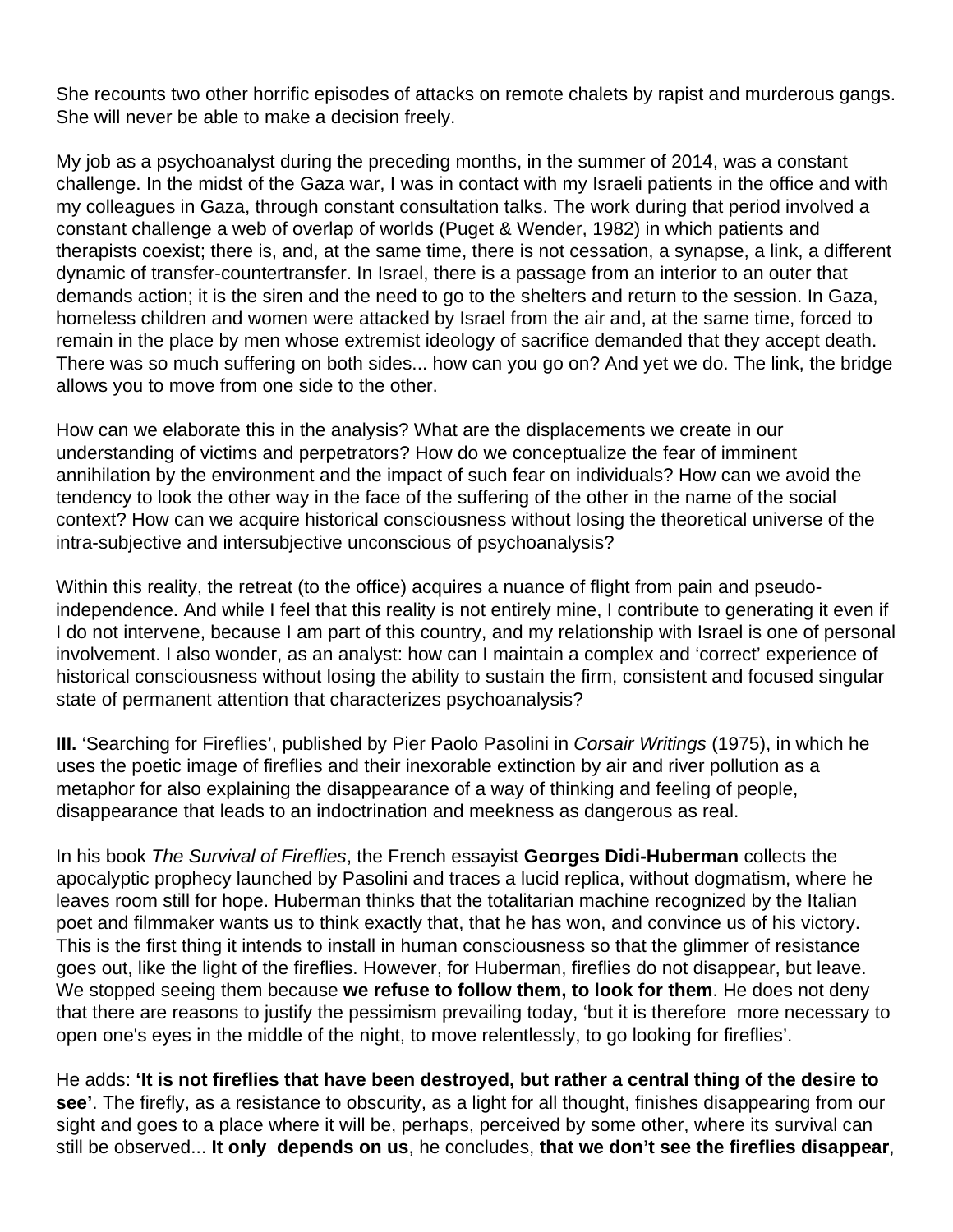She recounts two other horrific episodes of attacks on remote chalets by rapist and murderous gangs. She will never be able to make a decision freely.

My job as a psychoanalyst during the preceding months, in the summer of 2014, was a constant challenge. In the midst of the Gaza war, I was in contact with my Israeli patients in the office and with my colleagues in Gaza, through constant consultation talks. The work during that period involved a constant challenge a web of overlap of worlds (Puget & Wender, 1982) in which patients and therapists coexist; there is, and, at the same time, there is not cessation, a synapse, a link, a different dynamic of transfer-countertransfer. In Israel, there is a passage from an interior to an outer that demands action; it is the siren and the need to go to the shelters and return to the session. In Gaza, homeless children and women were attacked by Israel from the air and, at the same time, forced to remain in the place by men whose extremist ideology of sacrifice demanded that they accept death. There was so much suffering on both sides... how can you go on? And yet we do. The link, the bridge allows you to move from one side to the other.

How can we elaborate this in the analysis? What are the displacements we create in our understanding of victims and perpetrators? How do we conceptualize the fear of imminent annihilation by the environment and the impact of such fear on individuals? How can we avoid the tendency to look the other way in the face of the suffering of the other in the name of the social context? How can we acquire historical consciousness without losing the theoretical universe of the intra-subjective and intersubjective unconscious of psychoanalysis?

Within this reality, the retreat (to the office) acquires a nuance of flight from pain and pseudo-independence. And while I feel that this reality is not entirely mine, I contribute to generating it even if I do not intervene, because I am part of this country, and my relationship with Israel is one of personal involvement. I also wonder, as an analyst: how can I maintain a complex and 'correct' experience of historical consciousness without losing the ability to sustain the firm, consistent and focused singular state of permanent attention that characterizes psychoanalysis?

**III.** 'Searching for Fireflies', published by Pier Paolo Pasolini in *Corsair Writings* (1975), in which he uses the poetic image of fireflies and their inexorable extinction by air and river pollution as a metaphor for also explaining the disappearance of a way of thinking and feeling of people, disappearance that leads to an indoctrination and meekness as dangerous as real.

In his book *The Survival of Fireflies*, the French essayist **Georges Didi-Huberman** collects the apocalyptic prophecy launched by Pasolini and traces a lucid replica, without dogmatism, where he leaves room still for hope. Huberman thinks that the totalitarian machine recognized by the Italian poet and filmmaker wants us to think exactly that, that he has won, and convince us of his victory. This is the first thing it intends to install in human consciousness so that the glimmer of resistance goes out, like the light of the fireflies. However, for Huberman, fireflies do not disappear, but leave. We stopped seeing them because **we refuse to follow them, to look for them**. He does not deny that there are reasons to justify the pessimism prevailing today, 'but it is therefore more necessary to open one's eyes in the middle of the night, to move relentlessly, to go looking for fireflies'.

He adds: **'It is not fireflies that have been destroyed, but rather a central thing of the desire to see'**. The firefly, as a resistance to obscurity, as a light for all thought, finishes disappearing from our sight and goes to a place where it will be, perhaps, perceived by some other, where its survival can still be observed... **It only depends on us**, he concludes, **that we don't see the fireflies disappear**,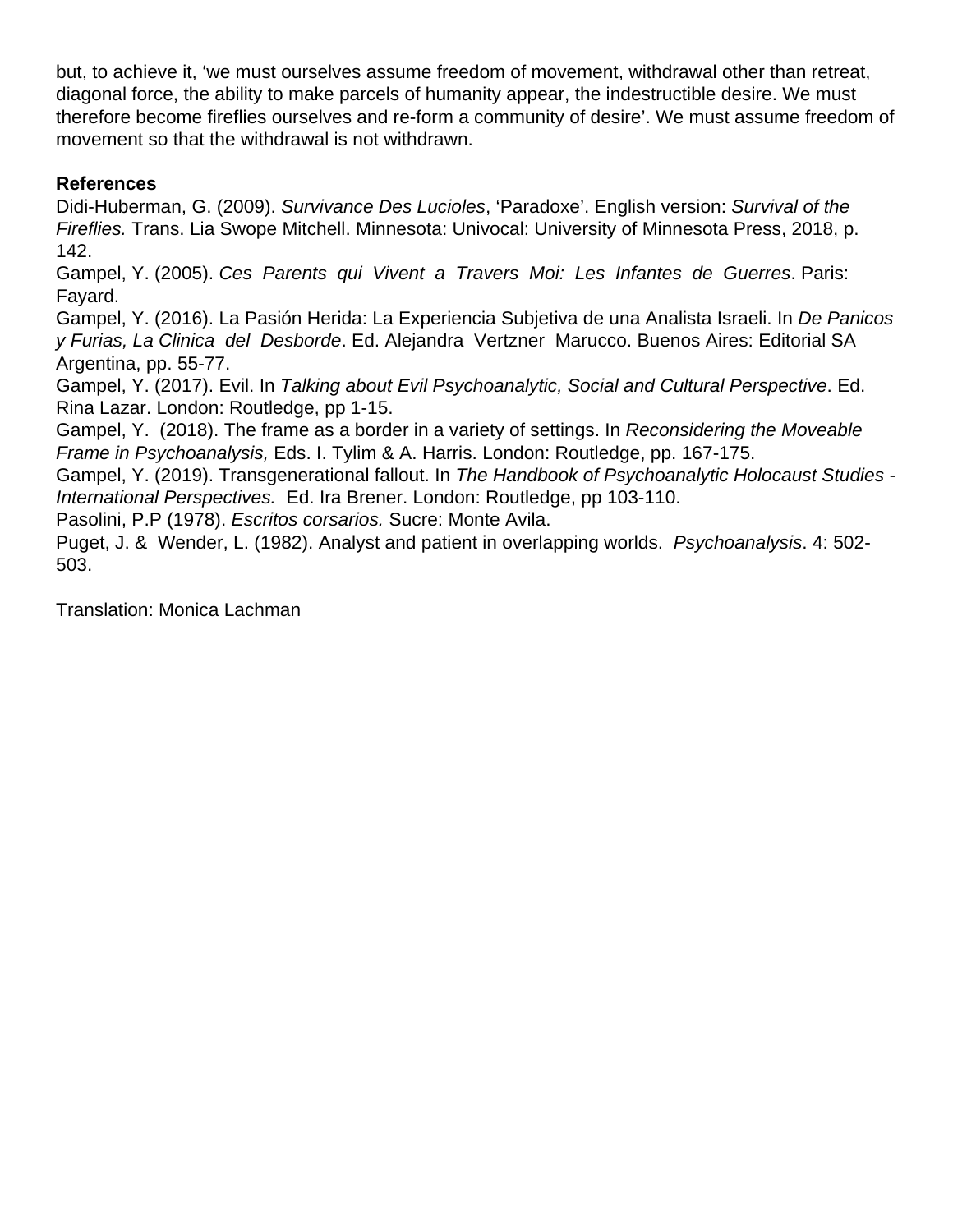but, to achieve it, 'we must ourselves assume freedom of movement, withdrawal other than retreat, diagonal force, the ability to make parcels of humanity appear, the indestructible desire. We must therefore become fireflies ourselves and re-form a community of desire'. We must assume freedom of movement so that the withdrawal is not withdrawn.

**References**

Didi-Huberman, G. (2009). *Survivance Des Lucioles*, 'Paradoxe'. English version: *Survival of the Fireflies.* Trans. Lia Swope Mitchell. Minnesota: Univocal: University of Minnesota Press, 2018, p. 142.

Gampel, Y. (2005). *Ces Parents qui Vivent a Travers Moi: Les Infantes de Guerres*. Paris: Fayard.

Gampel, Y. (2016). La Pasión Herida: La Experiencia Subjetiva de una Analista Israeli. In *De Panicos y Furias, La Clinica del Desborde*. Ed. Alejandra Vertzner Marucco. Buenos Aires: Editorial SA Argentina, pp. 55-77.

Gampel, Y. (2017). Evil. In *Talking about Evil Psychoanalytic, Social and Cultural Perspective*. Ed. Rina Lazar. London: Routledge, pp 1-15.

Gampel, Y. (2018). The frame as a border in a variety of settings. In *Reconsidering the Moveable Frame in Psychoanalysis,* Eds. I. Tylim & A. Harris. London: Routledge, pp. 167-175.

Gampel, Y. (2019). Transgenerational fallout. In *The Handbook of Psychoanalytic Holocaust Studies - International Perspectives.* Ed. Ira Brener. London: Routledge, pp 103-110.

Pasolini, P.P (1978). *Escritos corsarios.* Sucre: Monte Avila.

Puget, J. & Wender, L. (1982). Analyst and patient in overlapping worlds. *Psychoanalysis*. 4: 502-503.

Translation: Monica Lachman